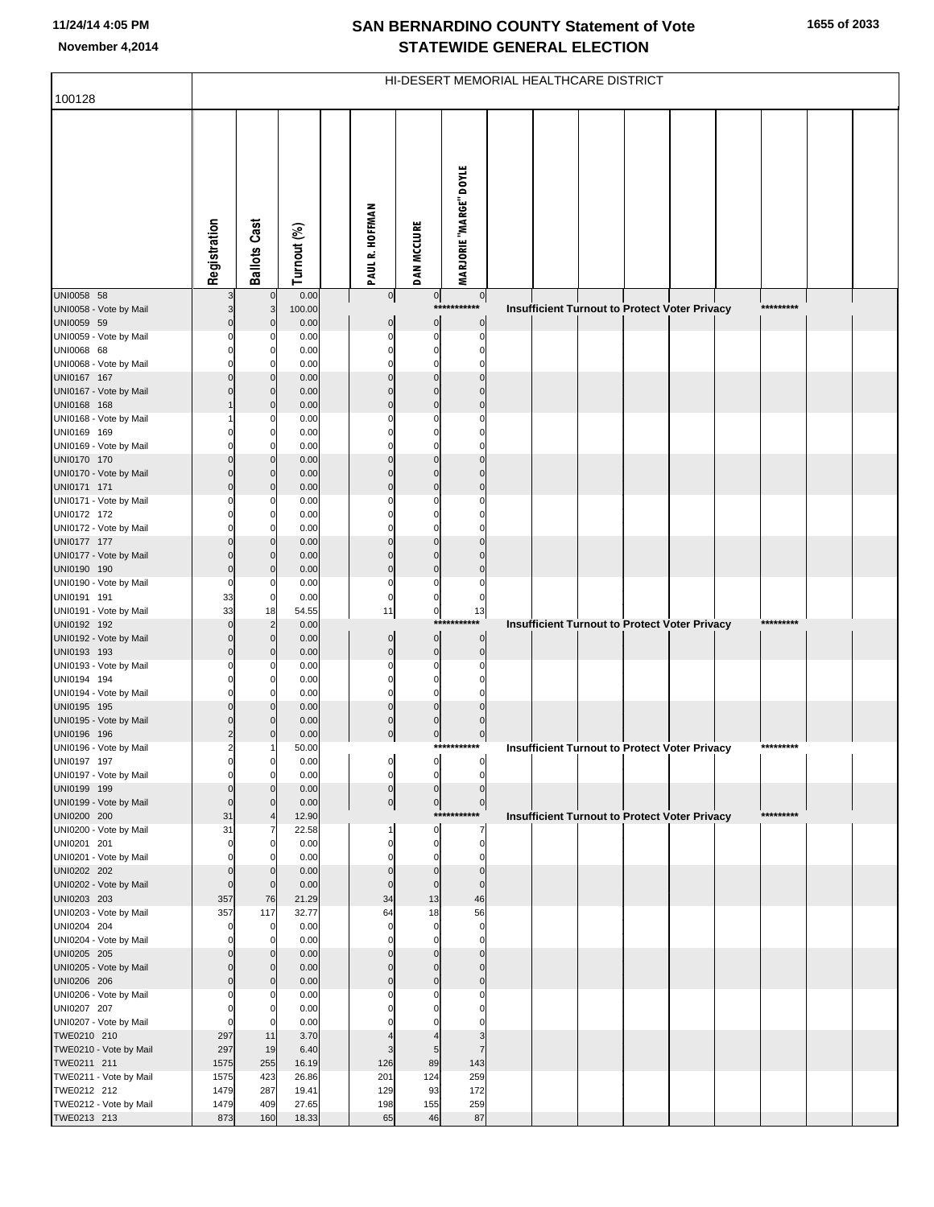# SAN BERNARDINO COUNTY Statement of Vote
## STATEWIDE GENERAL ELECTION

11/24/14 4:05 PM
November 4,2014

HI-DESERT MEMORIAL HEALTHCARE DISTRICT

100128

| | Registration | Ballots Cast | Turnout (%) | PAUL R. HOFFMAN | DAN MCCLURE | MARJORIE "MARGE" DOYLE |
|---|---|---|---|---|---|---|
| UNI0058 58 | 3 | 0 | 0.00 | 0 | 0 | 0 |
| UNI0058 - Vote by Mail | 3 | 3 | 100.00 | *********** Insufficient Turnout to Protect Voter Privacy ********* | | |
| UNI0059 59 | 0 | 0 | 0.00 | 0 | 0 | 0 |
| UNI0059 - Vote by Mail | 0 | 0 | 0.00 | 0 | 0 | 0 |
| UNI0068 68 | 0 | 0 | 0.00 | 0 | 0 | 0 |
| UNI0068 - Vote by Mail | 0 | 0 | 0.00 | 0 | 0 | 0 |
| UNI0167 167 | 0 | 0 | 0.00 | 0 | 0 | 0 |
| UNI0167 - Vote by Mail | 0 | 0 | 0.00 | 0 | 0 | 0 |
| UNI0168 168 | 1 | 0 | 0.00 | 0 | 0 | 0 |
| UNI0168 - Vote by Mail | 1 | 0 | 0.00 | 0 | 0 | 0 |
| UNI0169 169 | 0 | 0 | 0.00 | 0 | 0 | 0 |
| UNI0169 - Vote by Mail | 0 | 0 | 0.00 | 0 | 0 | 0 |
| UNI0170 170 | 0 | 0 | 0.00 | 0 | 0 | 0 |
| UNI0170 - Vote by Mail | 0 | 0 | 0.00 | 0 | 0 | 0 |
| UNI0171 171 | 0 | 0 | 0.00 | 0 | 0 | 0 |
| UNI0171 - Vote by Mail | 0 | 0 | 0.00 | 0 | 0 | 0 |
| UNI0172 172 | 0 | 0 | 0.00 | 0 | 0 | 0 |
| UNI0172 - Vote by Mail | 0 | 0 | 0.00 | 0 | 0 | 0 |
| UNI0177 177 | 0 | 0 | 0.00 | 0 | 0 | 0 |
| UNI0177 - Vote by Mail | 0 | 0 | 0.00 | 0 | 0 | 0 |
| UNI0190 190 | 0 | 0 | 0.00 | 0 | 0 | 0 |
| UNI0190 - Vote by Mail | 0 | 0 | 0.00 | 0 | 0 | 0 |
| UNI0191 191 | 33 | 0 | 0.00 | 0 | 0 | 0 |
| UNI0191 - Vote by Mail | 33 | 18 | 54.55 | 11 | 0 | 13 |
| UNI0192 192 | 0 | 2 | 0.00 | *********** Insufficient Turnout to Protect Voter Privacy ********* | | |
| UNI0192 - Vote by Mail | 0 | 0 | 0.00 | 0 | 0 | 0 |
| UNI0193 193 | 0 | 0 | 0.00 | 0 | 0 | 0 |
| UNI0193 - Vote by Mail | 0 | 0 | 0.00 | 0 | 0 | 0 |
| UNI0194 194 | 0 | 0 | 0.00 | 0 | 0 | 0 |
| UNI0194 - Vote by Mail | 0 | 0 | 0.00 | 0 | 0 | 0 |
| UNI0195 195 | 0 | 0 | 0.00 | 0 | 0 | 0 |
| UNI0195 - Vote by Mail | 0 | 0 | 0.00 | 0 | 0 | 0 |
| UNI0196 196 | 2 | 0 | 0.00 | 0 | 0 | 0 |
| UNI0196 - Vote by Mail | 2 | 1 | 50.00 | *********** Insufficient Turnout to Protect Voter Privacy ********* | | |
| UNI0197 197 | 0 | 0 | 0.00 | 0 | 0 | 0 |
| UNI0197 - Vote by Mail | 0 | 0 | 0.00 | 0 | 0 | 0 |
| UNI0199 199 | 0 | 0 | 0.00 | 0 | 0 | 0 |
| UNI0199 - Vote by Mail | 0 | 0 | 0.00 | 0 | 0 | 0 |
| UNI0200 200 | 31 | 4 | 12.90 | *********** Insufficient Turnout to Protect Voter Privacy ********* | | |
| UNI0200 - Vote by Mail | 31 | 7 | 22.58 | 1 | 0 | 7 |
| UNI0201 201 | 0 | 0 | 0.00 | 0 | 0 | 0 |
| UNI0201 - Vote by Mail | 0 | 0 | 0.00 | 0 | 0 | 0 |
| UNI0202 202 | 0 | 0 | 0.00 | 0 | 0 | 0 |
| UNI0202 - Vote by Mail | 0 | 0 | 0.00 | 0 | 0 | 0 |
| UNI0203 203 | 357 | 76 | 21.29 | 34 | 13 | 46 |
| UNI0203 - Vote by Mail | 357 | 117 | 32.77 | 64 | 18 | 56 |
| UNI0204 204 | 0 | 0 | 0.00 | 0 | 0 | 0 |
| UNI0204 - Vote by Mail | 0 | 0 | 0.00 | 0 | 0 | 0 |
| UNI0205 205 | 0 | 0 | 0.00 | 0 | 0 | 0 |
| UNI0205 - Vote by Mail | 0 | 0 | 0.00 | 0 | 0 | 0 |
| UNI0206 206 | 0 | 0 | 0.00 | 0 | 0 | 0 |
| UNI0206 - Vote by Mail | 0 | 0 | 0.00 | 0 | 0 | 0 |
| UNI0207 207 | 0 | 0 | 0.00 | 0 | 0 | 0 |
| UNI0207 - Vote by Mail | 0 | 0 | 0.00 | 0 | 0 | 0 |
| TWE0210 210 | 297 | 11 | 3.70 | 4 | 4 | 3 |
| TWE0210 - Vote by Mail | 297 | 19 | 6.40 | 3 | 5 | 7 |
| TWE0211 211 | 1575 | 255 | 16.19 | 126 | 89 | 143 |
| TWE0211 - Vote by Mail | 1575 | 423 | 26.86 | 201 | 124 | 259 |
| TWE0212 212 | 1479 | 287 | 19.41 | 129 | 93 | 172 |
| TWE0212 - Vote by Mail | 1479 | 409 | 27.65 | 198 | 155 | 259 |
| TWE0213 213 | 873 | 160 | 18.33 | 65 | 46 | 87 |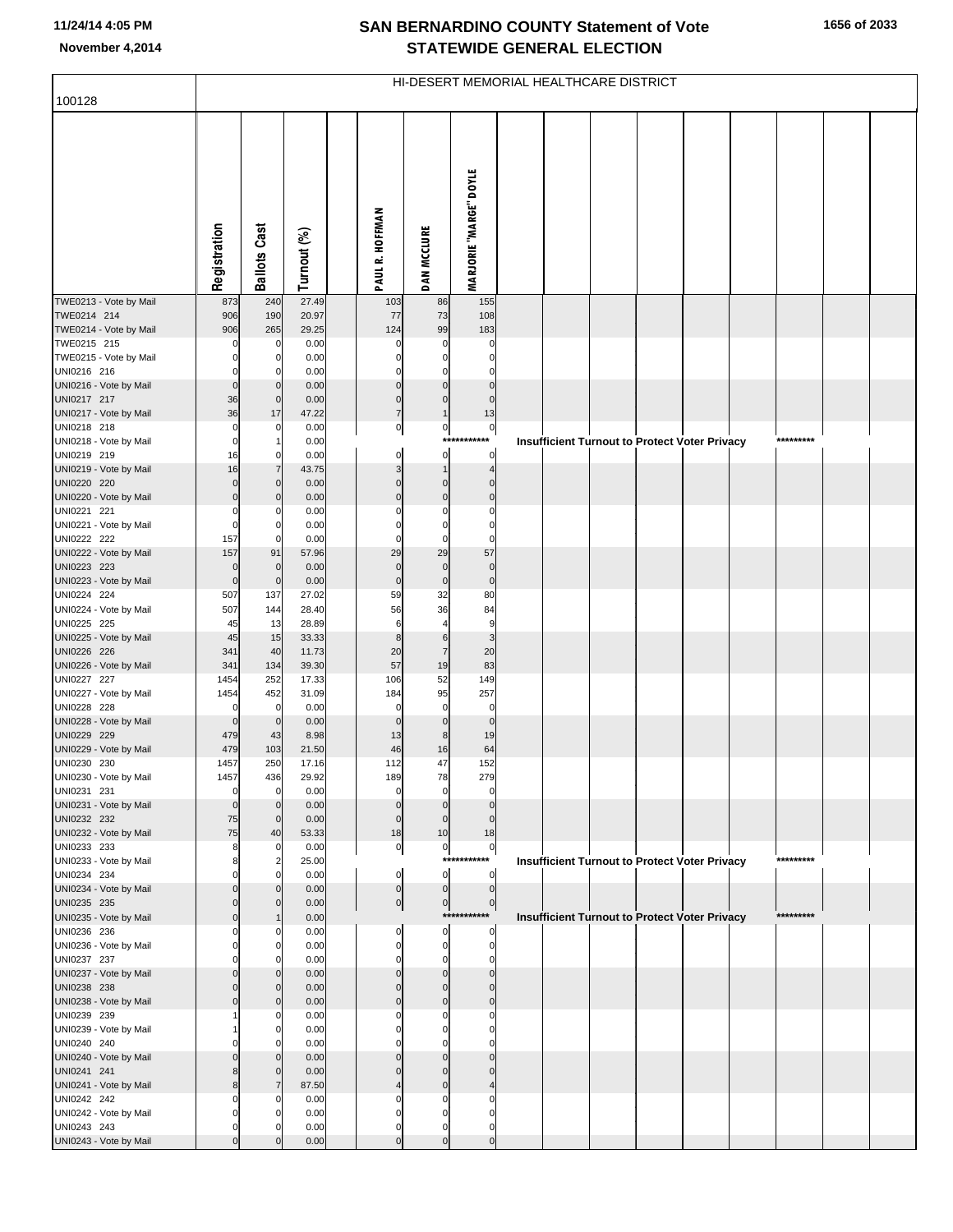# SAN BERNARDINO COUNTY Statement of Vote
## STATEWIDE GENERAL ELECTION

November 4,2014

HI-DESERT MEMORIAL HEALTHCARE DISTRICT

100128

| | Registration | Ballots Cast | Turnout (%) | | PAUL R. HOFFMAN | DAN MCCLURE | MARJORIE "MARGE" DOYLE |
|---|---|---|---|---|---|---|---|
| TWE0213 - Vote by Mail | 873 | 240 | 27.49 | | 103 | 86 | 155 |
| TWE0214 214 | 906 | 190 | 20.97 | | 77 | 73 | 108 |
| TWE0214 - Vote by Mail | 906 | 265 | 29.25 | | 124 | 99 | 183 |
| TWE0215 215 | 0 | 0 | 0.00 | | 0 | 0 | 0 |
| TWE0215 - Vote by Mail | 0 | 0 | 0.00 | | 0 | 0 | 0 |
| UNI0216 216 | 0 | 0 | 0.00 | | 0 | 0 | 0 |
| UNI0216 - Vote by Mail | 0 | 0 | 0.00 | | 0 | 0 | 0 |
| UNI0217 217 | 36 | 0 | 0.00 | | 0 | 0 | 0 |
| UNI0217 - Vote by Mail | 36 | 17 | 47.22 | | 7 | 1 | 13 |
| UNI0218 218 | 0 | 0 | 0.00 | | 0 | 0 | 0 |
| UNI0218 - Vote by Mail | 0 | 1 | 0.00 | | | | *********** Insufficient Turnout to Protect Voter Privacy ********* |
| UNI0219 219 | 16 | 0 | 0.00 | | 0 | 0 | 0 |
| UNI0219 - Vote by Mail | 16 | 7 | 43.75 | | 3 | 1 | 4 |
| UNI0220 220 | 0 | 0 | 0.00 | | 0 | 0 | 0 |
| UNI0220 - Vote by Mail | 0 | 0 | 0.00 | | 0 | 0 | 0 |
| UNI0221 221 | 0 | 0 | 0.00 | | 0 | 0 | 0 |
| UNI0221 - Vote by Mail | 0 | 0 | 0.00 | | 0 | 0 | 0 |
| UNI0222 222 | 157 | 0 | 0.00 | | 0 | 0 | 0 |
| UNI0222 - Vote by Mail | 157 | 91 | 57.96 | | 29 | 29 | 57 |
| UNI0223 223 | 0 | 0 | 0.00 | | 0 | 0 | 0 |
| UNI0223 - Vote by Mail | 0 | 0 | 0.00 | | 0 | 0 | 0 |
| UNI0224 224 | 507 | 137 | 27.02 | | 59 | 32 | 80 |
| UNI0224 - Vote by Mail | 507 | 144 | 28.40 | | 56 | 36 | 84 |
| UNI0225 225 | 45 | 13 | 28.89 | | 6 | 4 | 9 |
| UNI0225 - Vote by Mail | 45 | 15 | 33.33 | | 8 | 6 | 3 |
| UNI0226 226 | 341 | 40 | 11.73 | | 20 | 7 | 20 |
| UNI0226 - Vote by Mail | 341 | 134 | 39.30 | | 57 | 19 | 83 |
| UNI0227 227 | 1454 | 252 | 17.33 | | 106 | 52 | 149 |
| UNI0227 - Vote by Mail | 1454 | 452 | 31.09 | | 184 | 95 | 257 |
| UNI0228 228 | 0 | 0 | 0.00 | | 0 | 0 | 0 |
| UNI0228 - Vote by Mail | 0 | 0 | 0.00 | | 0 | 0 | 0 |
| UNI0229 229 | 479 | 43 | 8.98 | | 13 | 8 | 19 |
| UNI0229 - Vote by Mail | 479 | 103 | 21.50 | | 46 | 16 | 64 |
| UNI0230 230 | 1457 | 250 | 17.16 | | 112 | 47 | 152 |
| UNI0230 - Vote by Mail | 1457 | 436 | 29.92 | | 189 | 78 | 279 |
| UNI0231 231 | 0 | 0 | 0.00 | | 0 | 0 | 0 |
| UNI0231 - Vote by Mail | 0 | 0 | 0.00 | | 0 | 0 | 0 |
| UNI0232 232 | 75 | 0 | 0.00 | | 0 | 0 | 0 |
| UNI0232 - Vote by Mail | 75 | 40 | 53.33 | | 18 | 10 | 18 |
| UNI0233 233 | 8 | 0 | 0.00 | | 0 | 0 | 0 |
| UNI0233 - Vote by Mail | 8 | 2 | 25.00 | | | | *********** Insufficient Turnout to Protect Voter Privacy ********* |
| UNI0234 234 | 0 | 0 | 0.00 | | 0 | 0 | 0 |
| UNI0234 - Vote by Mail | 0 | 0 | 0.00 | | 0 | 0 | 0 |
| UNI0235 235 | 0 | 0 | 0.00 | | 0 | 0 | 0 |
| UNI0235 - Vote by Mail | 0 | 1 | 0.00 | | | | *********** Insufficient Turnout to Protect Voter Privacy ********* |
| UNI0236 236 | 0 | 0 | 0.00 | | 0 | 0 | 0 |
| UNI0236 - Vote by Mail | 0 | 0 | 0.00 | | 0 | 0 | 0 |
| UNI0237 237 | 0 | 0 | 0.00 | | 0 | 0 | 0 |
| UNI0237 - Vote by Mail | 0 | 0 | 0.00 | | 0 | 0 | 0 |
| UNI0238 238 | 0 | 0 | 0.00 | | 0 | 0 | 0 |
| UNI0238 - Vote by Mail | 0 | 0 | 0.00 | | 0 | 0 | 0 |
| UNI0239 239 | 1 | 0 | 0.00 | | 0 | 0 | 0 |
| UNI0239 - Vote by Mail | 1 | 0 | 0.00 | | 0 | 0 | 0 |
| UNI0240 240 | 0 | 0 | 0.00 | | 0 | 0 | 0 |
| UNI0240 - Vote by Mail | 0 | 0 | 0.00 | | 0 | 0 | 0 |
| UNI0241 241 | 8 | 0 | 0.00 | | 0 | 0 | 0 |
| UNI0241 - Vote by Mail | 8 | 7 | 87.50 | | 4 | 0 | 4 |
| UNI0242 242 | 0 | 0 | 0.00 | | 0 | 0 | 0 |
| UNI0242 - Vote by Mail | 0 | 0 | 0.00 | | 0 | 0 | 0 |
| UNI0243 243 | 0 | 0 | 0.00 | | 0 | 0 | 0 |
| UNI0243 - Vote by Mail | 0 | 0 | 0.00 | | 0 | 0 | 0 |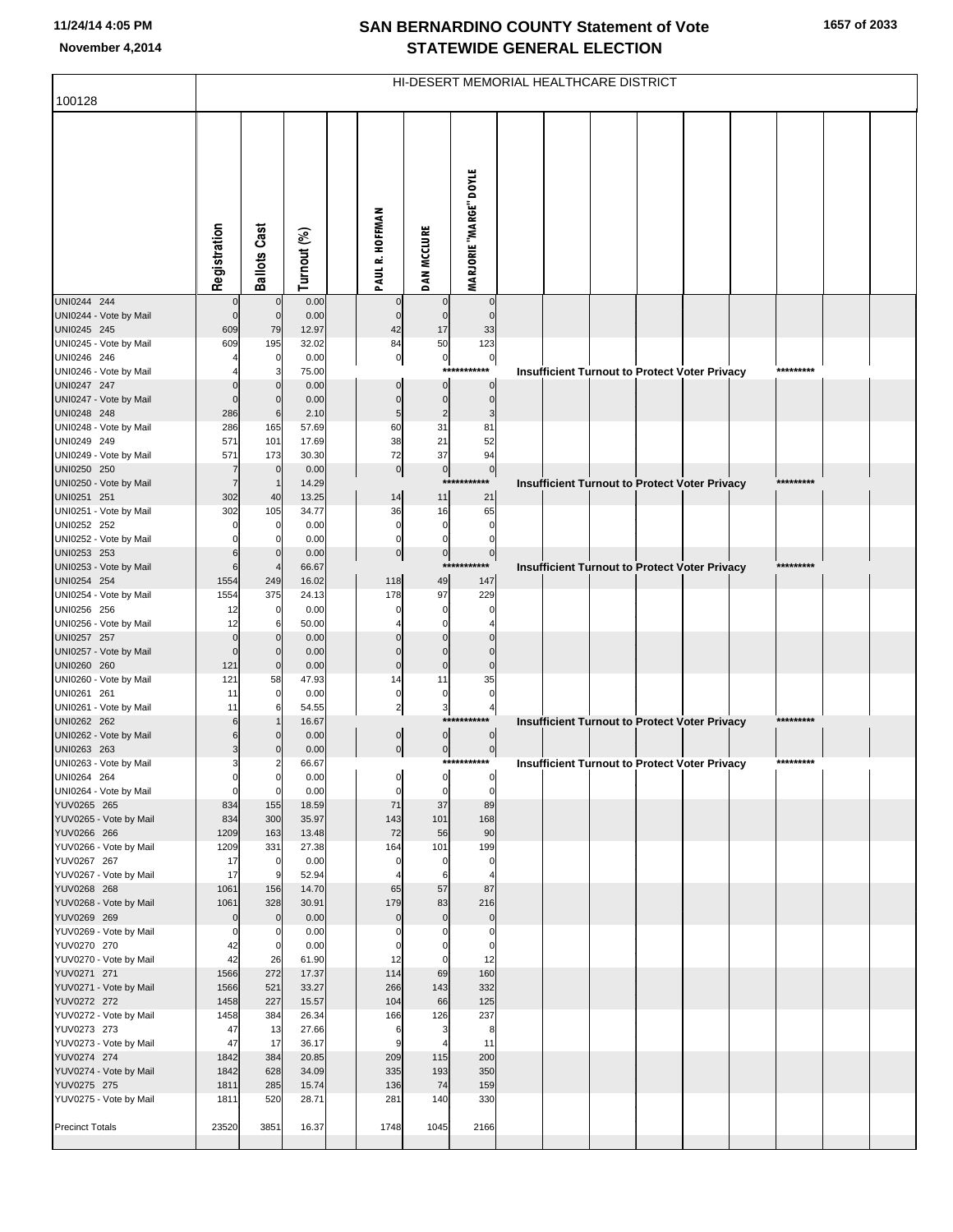# SAN BERNARDINO COUNTY Statement of Vote
## STATEWIDE GENERAL ELECTION

November 4,2014

100128

HI-DESERT MEMORIAL HEALTHCARE DISTRICT

| | Registration | Ballots Cast | Turnout (%) | | PAUL R. HOFFMAN | DAN MCCLURE | MARJORIE "MARGE" DOYLE |
|---|---|---|---|---|---|---|---|
| UNI0244 244 | 0 | 0 | 0.00 | | 0 | 0 | 0 |
| UNI0244 - Vote by Mail | 0 | 0 | 0.00 | | 0 | 0 | 0 |
| UNI0245 245 | 609 | 79 | 12.97 | | 42 | 17 | 33 |
| UNI0245 - Vote by Mail | 609 | 195 | 32.02 | | 84 | 50 | 123 |
| UNI0246 246 | 4 | 0 | 0.00 | | 0 | 0 | 0 |
| UNI0246 - Vote by Mail | 4 | 3 | 75.00 | | | | *********** Insufficient Turnout to Protect Voter Privacy ********* |
| UNI0247 247 | 0 | 0 | 0.00 | | 0 | 0 | 0 |
| UNI0247 - Vote by Mail | 0 | 0 | 0.00 | | 0 | 0 | 0 |
| UNI0248 248 | 286 | 6 | 2.10 | | 5 | 2 | 3 |
| UNI0248 - Vote by Mail | 286 | 165 | 57.69 | | 60 | 31 | 81 |
| UNI0249 249 | 571 | 101 | 17.69 | | 38 | 21 | 52 |
| UNI0249 - Vote by Mail | 571 | 173 | 30.30 | | 72 | 37 | 94 |
| UNI0250 250 | 7 | 0 | 0.00 | | 0 | 0 | 0 |
| UNI0250 - Vote by Mail | 7 | 1 | 14.29 | | | | *********** Insufficient Turnout to Protect Voter Privacy ********* |
| UNI0251 251 | 302 | 40 | 13.25 | | 14 | 11 | 21 |
| UNI0251 - Vote by Mail | 302 | 105 | 34.77 | | 36 | 16 | 65 |
| UNI0252 252 | 0 | 0 | 0.00 | | 0 | 0 | 0 |
| UNI0252 - Vote by Mail | 0 | 0 | 0.00 | | 0 | 0 | 0 |
| UNI0253 253 | 6 | 0 | 0.00 | | 0 | 0 | 0 |
| UNI0253 - Vote by Mail | 6 | 4 | 66.67 | | | | *********** Insufficient Turnout to Protect Voter Privacy ********* |
| UNI0254 254 | 1554 | 249 | 16.02 | | 118 | 49 | 147 |
| UNI0254 - Vote by Mail | 1554 | 375 | 24.13 | | 178 | 97 | 229 |
| UNI0256 256 | 12 | 0 | 0.00 | | 0 | 0 | 0 |
| UNI0256 - Vote by Mail | 12 | 6 | 50.00 | | 4 | 0 | 4 |
| UNI0257 257 | 0 | 0 | 0.00 | | 0 | 0 | 0 |
| UNI0257 - Vote by Mail | 0 | 0 | 0.00 | | 0 | 0 | 0 |
| UNI0260 260 | 121 | 0 | 0.00 | | 0 | 0 | 0 |
| UNI0260 - Vote by Mail | 121 | 58 | 47.93 | | 14 | 11 | 35 |
| UNI0261 261 | 11 | 0 | 0.00 | | 0 | 0 | 0 |
| UNI0261 - Vote by Mail | 11 | 6 | 54.55 | | 2 | 3 | 4 |
| UNI0262 262 | 6 | 1 | 16.67 | | | | *********** Insufficient Turnout to Protect Voter Privacy ********* |
| UNI0262 - Vote by Mail | 6 | 0 | 0.00 | | 0 | 0 | 0 |
| UNI0263 263 | 3 | 0 | 0.00 | | 0 | 0 | 0 |
| UNI0263 - Vote by Mail | 3 | 2 | 66.67 | | | | *********** Insufficient Turnout to Protect Voter Privacy ********* |
| UNI0264 264 | 0 | 0 | 0.00 | | 0 | 0 | 0 |
| UNI0264 - Vote by Mail | 0 | 0 | 0.00 | | 0 | 0 | 0 |
| YUV0265 265 | 834 | 155 | 18.59 | | 71 | 37 | 89 |
| YUV0265 - Vote by Mail | 834 | 300 | 35.97 | | 143 | 101 | 168 |
| YUV0266 266 | 1209 | 163 | 13.48 | | 72 | 56 | 90 |
| YUV0266 - Vote by Mail | 1209 | 331 | 27.38 | | 164 | 101 | 199 |
| YUV0267 267 | 17 | 0 | 0.00 | | 0 | 0 | 0 |
| YUV0267 - Vote by Mail | 17 | 9 | 52.94 | | 4 | 6 | 4 |
| YUV0268 268 | 1061 | 156 | 14.70 | | 65 | 57 | 87 |
| YUV0268 - Vote by Mail | 1061 | 328 | 30.91 | | 179 | 83 | 216 |
| YUV0269 269 | 0 | 0 | 0.00 | | 0 | 0 | 0 |
| YUV0269 - Vote by Mail | 0 | 0 | 0.00 | | 0 | 0 | 0 |
| YUV0270 270 | 42 | 0 | 0.00 | | 0 | 0 | 0 |
| YUV0270 - Vote by Mail | 42 | 26 | 61.90 | | 12 | 0 | 12 |
| YUV0271 271 | 1566 | 272 | 17.37 | | 114 | 69 | 160 |
| YUV0271 - Vote by Mail | 1566 | 521 | 33.27 | | 266 | 143 | 332 |
| YUV0272 272 | 1458 | 227 | 15.57 | | 104 | 66 | 125 |
| YUV0272 - Vote by Mail | 1458 | 384 | 26.34 | | 166 | 126 | 237 |
| YUV0273 273 | 47 | 13 | 27.66 | | 6 | 3 | 8 |
| YUV0273 - Vote by Mail | 47 | 17 | 36.17 | | 9 | 4 | 11 |
| YUV0274 274 | 1842 | 384 | 20.85 | | 209 | 115 | 200 |
| YUV0274 - Vote by Mail | 1842 | 628 | 34.09 | | 335 | 193 | 350 |
| YUV0275 275 | 1811 | 285 | 15.74 | | 136 | 74 | 159 |
| YUV0275 - Vote by Mail | 1811 | 520 | 28.71 | | 281 | 140 | 330 |
| Precinct Totals | 23520 | 3851 | 16.37 | | 1748 | 1045 | 2166 |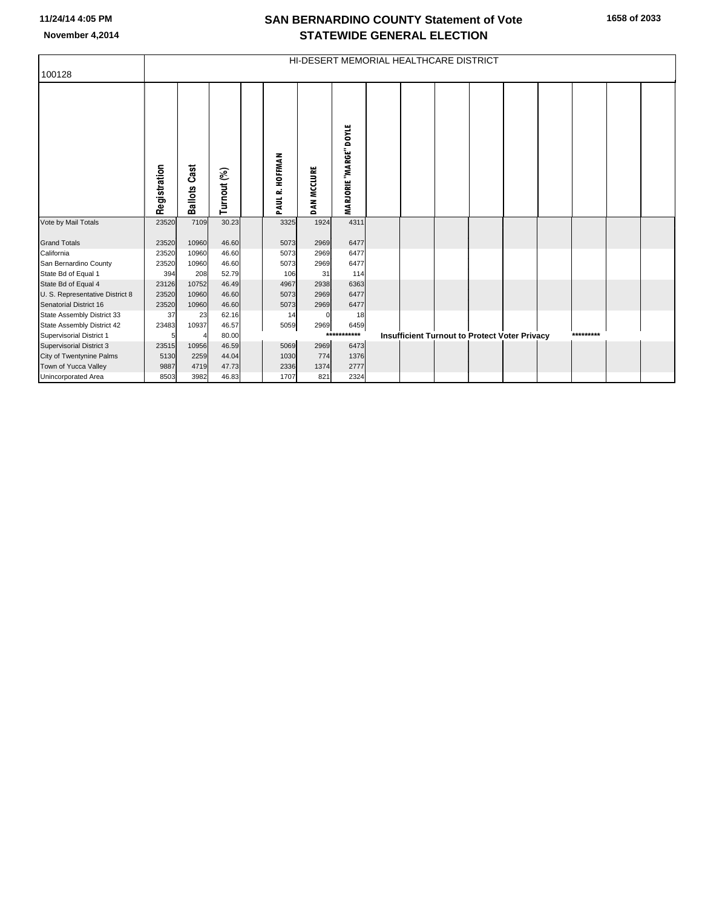## SAN BERNARDINO COUNTY Statement of Vote
## STATEWIDE GENERAL ELECTION

November 4,2014

| 100128 | Registration | Ballots Cast | Turnout (%) | | PAUL R. HOFFMAN | DAN MCCLURE | MARJORIE "MARGE" DOYLE |
|---|---|---|---|---|---|---|---|
| | HI-DESERT MEMORIAL HEALTHCARE DISTRICT | | | | | | |
| Vote by Mail Totals | 23520 | 7109 | 30.23 | | 3325 | 1924 | 4311 |
| Grand Totals | 23520 | 10960 | 46.60 | | 5073 | 2969 | 6477 |
| California | 23520 | 10960 | 46.60 | | 5073 | 2969 | 6477 |
| San Bernardino County | 23520 | 10960 | 46.60 | | 5073 | 2969 | 6477 |
| State Bd of Equal 1 | 394 | 208 | 52.79 | | 106 | 31 | 114 |
| State Bd of Equal 4 | 23126 | 10752 | 46.49 | | 4967 | 2938 | 6363 |
| U. S. Representative District 8 | 23520 | 10960 | 46.60 | | 5073 | 2969 | 6477 |
| Senatorial District 16 | 23520 | 10960 | 46.60 | | 5073 | 2969 | 6477 |
| State Assembly District 33 | 37 | 23 | 62.16 | | 14 | 0 | 18 |
| State Assembly District 42 | 23483 | 10937 | 46.57 | | 5059 | 2969 | 6459 |
| Supervisorial District 1 | 5 | 4 | 80.00 | | *********** Insufficient Turnout to Protect Voter Privacy ********* | | |
| Supervisorial District 3 | 23515 | 10956 | 46.59 | | 5069 | 2969 | 6473 |
| City of Twentynine Palms | 5130 | 2259 | 44.04 | | 1030 | 774 | 1376 |
| Town of Yucca Valley | 9887 | 4719 | 47.73 | | 2336 | 1374 | 2777 |
| Unincorporated Area | 8503 | 3982 | 46.83 | | 1707 | 821 | 2324 |